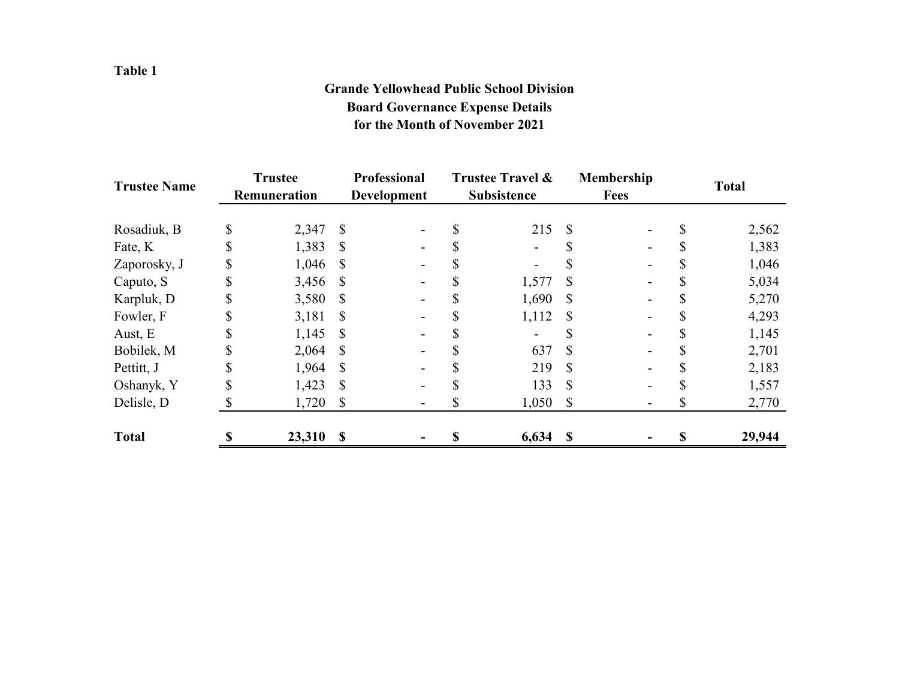**Table 1**

## Grande Yellowhead Public School Division
## Board Governance Expense Details
## for the Month of November 2021

| Trustee Name | Trustee Remuneration | Professional Development | Trustee Travel & Subsistence | Membership Fees | Total |
|---|---|---|---|---|---|
| Rosadiuk, B | $ 2,347 | $ - | $ 215 | $ - | $ 2,562 |
| Fate, K | $ 1,383 | $ - | $ - | $ - | $ 1,383 |
| Zaporosky, J | $ 1,046 | $ - | $ - | $ - | $ 1,046 |
| Caputo, S | $ 3,456 | $ - | $ 1,577 | $ - | $ 5,034 |
| Karpluk, D | $ 3,580 | $ - | $ 1,690 | $ - | $ 5,270 |
| Fowler, F | $ 3,181 | $ - | $ 1,112 | $ - | $ 4,293 |
| Aust, E | $ 1,145 | $ - | $ - | $ - | $ 1,145 |
| Bobilek, M | $ 2,064 | $ - | $ 637 | $ - | $ 2,701 |
| Pettitt, J | $ 1,964 | $ - | $ 219 | $ - | $ 2,183 |
| Oshanyk, Y | $ 1,423 | $ - | $ 133 | $ - | $ 1,557 |
| Delisle, D | $ 1,720 | $ - | $ 1,050 | $ - | $ 2,770 |
| **Total** | **$ 23,310** | **$ -** | **$ 6,634** | **$ -** | **$ 29,944** |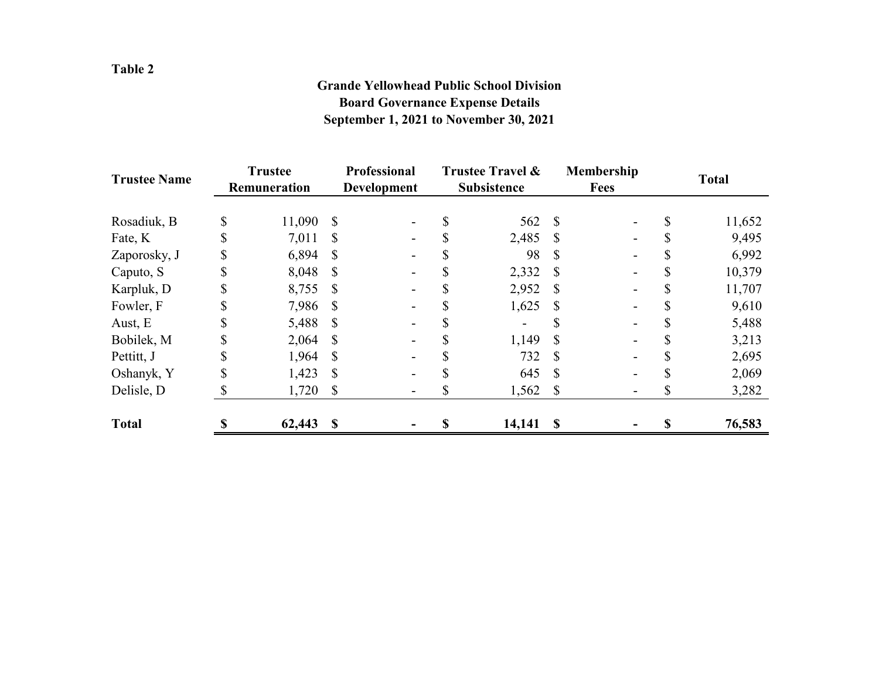**Table 2**

**Grande Yellowhead Public School Division**
**Board Governance Expense Details**
**September 1, 2021 to November 30, 2021**

| Trustee Name | Trustee Remuneration | Professional Development | Trustee Travel & Subsistence | Membership Fees | Total |
|---|---|---|---|---|---|
| Rosadiuk, B | $ 11,090 | $ - | $ 562 | $ - | $ 11,652 |
| Fate, K | $ 7,011 | $ - | $ 2,485 | $ - | $ 9,495 |
| Zaporosky, J | $ 6,894 | $ - | $ 98 | $ - | $ 6,992 |
| Caputo, S | $ 8,048 | $ - | $ 2,332 | $ - | $ 10,379 |
| Karpluk, D | $ 8,755 | $ - | $ 2,952 | $ - | $ 11,707 |
| Fowler, F | $ 7,986 | $ - | $ 1,625 | $ - | $ 9,610 |
| Aust, E | $ 5,488 | $ - | $ - | $ - | $ 5,488 |
| Bobilek, M | $ 2,064 | $ - | $ 1,149 | $ - | $ 3,213 |
| Pettitt, J | $ 1,964 | $ - | $ 732 | $ - | $ 2,695 |
| Oshanyk, Y | $ 1,423 | $ - | $ 645 | $ - | $ 2,069 |
| Delisle, D | $ 1,720 | $ - | $ 1,562 | $ - | $ 3,282 |
| **Total** | **$ 62,443** | **$ -** | **$ 14,141** | **$ -** | **$ 76,583** |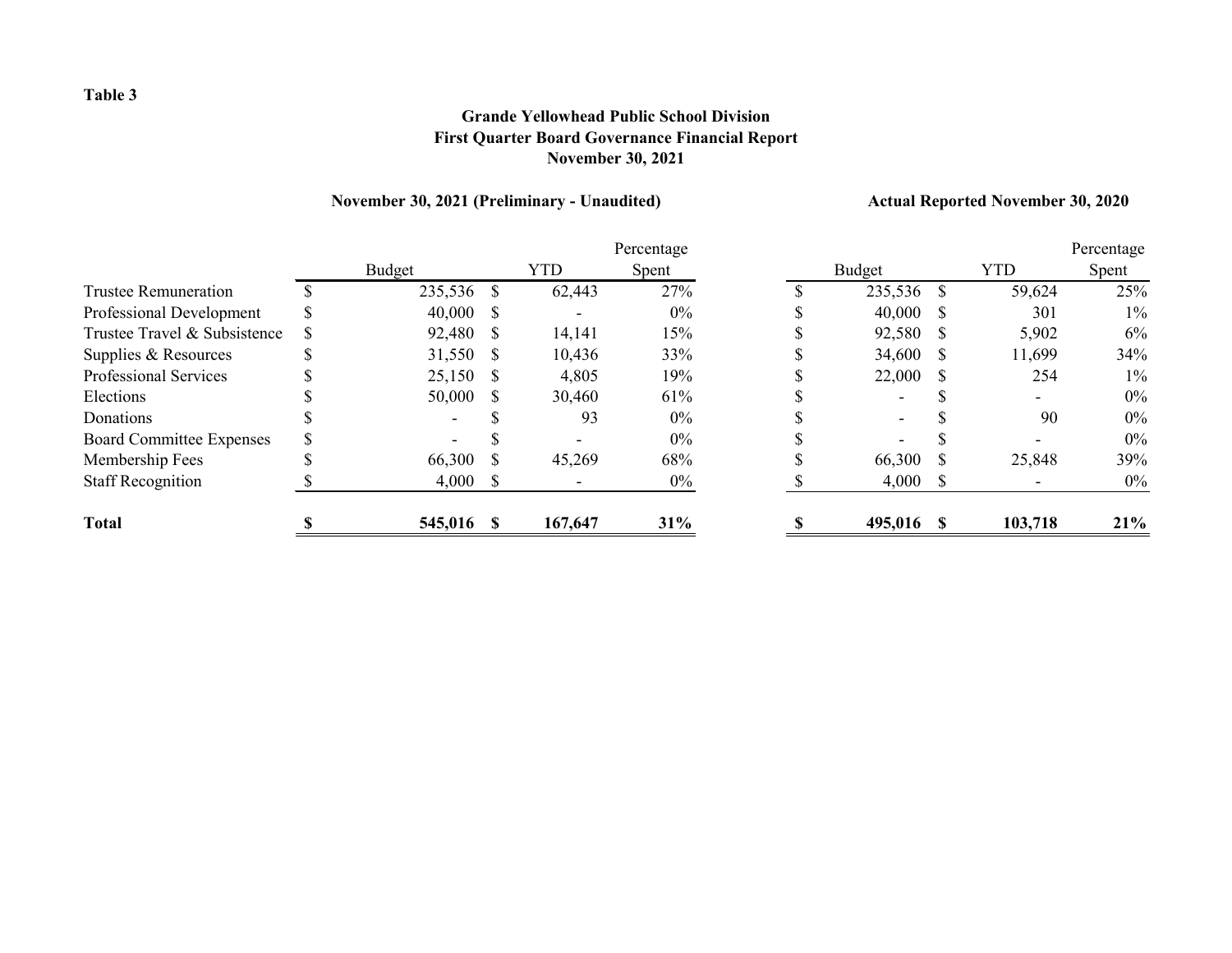**Table 3**

**Grande Yellowhead Public School Division**
**First Quarter Board Governance Financial Report**
**November 30, 2021**

| | November 30, 2021 (Preliminary - Unaudited) | | | Actual Reported November 30, 2020 | | |
|---|---|---|---|---|---|---|
| | Budget | YTD | Percentage Spent | Budget | YTD | Percentage Spent |
| Trustee Remuneration | $ 235,536 | $ 62,443 | 27% | $ 235,536 | $ 59,624 | 25% |
| Professional Development | $ 40,000 | $ - | 0% | $ 40,000 | $ 301 | 1% |
| Trustee Travel & Subsistence | $ 92,480 | $ 14,141 | 15% | $ 92,580 | $ 5,902 | 6% |
| Supplies & Resources | $ 31,550 | $ 10,436 | 33% | $ 34,600 | $ 11,699 | 34% |
| Professional Services | $ 25,150 | $ 4,805 | 19% | $ 22,000 | $ 254 | 1% |
| Elections | $ 50,000 | $ 30,460 | 61% | $ - | $ - | 0% |
| Donations | $ - | $ 93 | 0% | $ - | $ 90 | 0% |
| Board Committee Expenses | $ - | $ - | 0% | $ - | $ - | 0% |
| Membership Fees | $ 66,300 | $ 45,269 | 68% | $ 66,300 | $ 25,848 | 39% |
| Staff Recognition | $ 4,000 | $ - | 0% | $ 4,000 | $ - | 0% |
| **Total** | **$ 545,016** | **$ 167,647** | **31%** | **$ 495,016** | **$ 103,718** | **21%** |